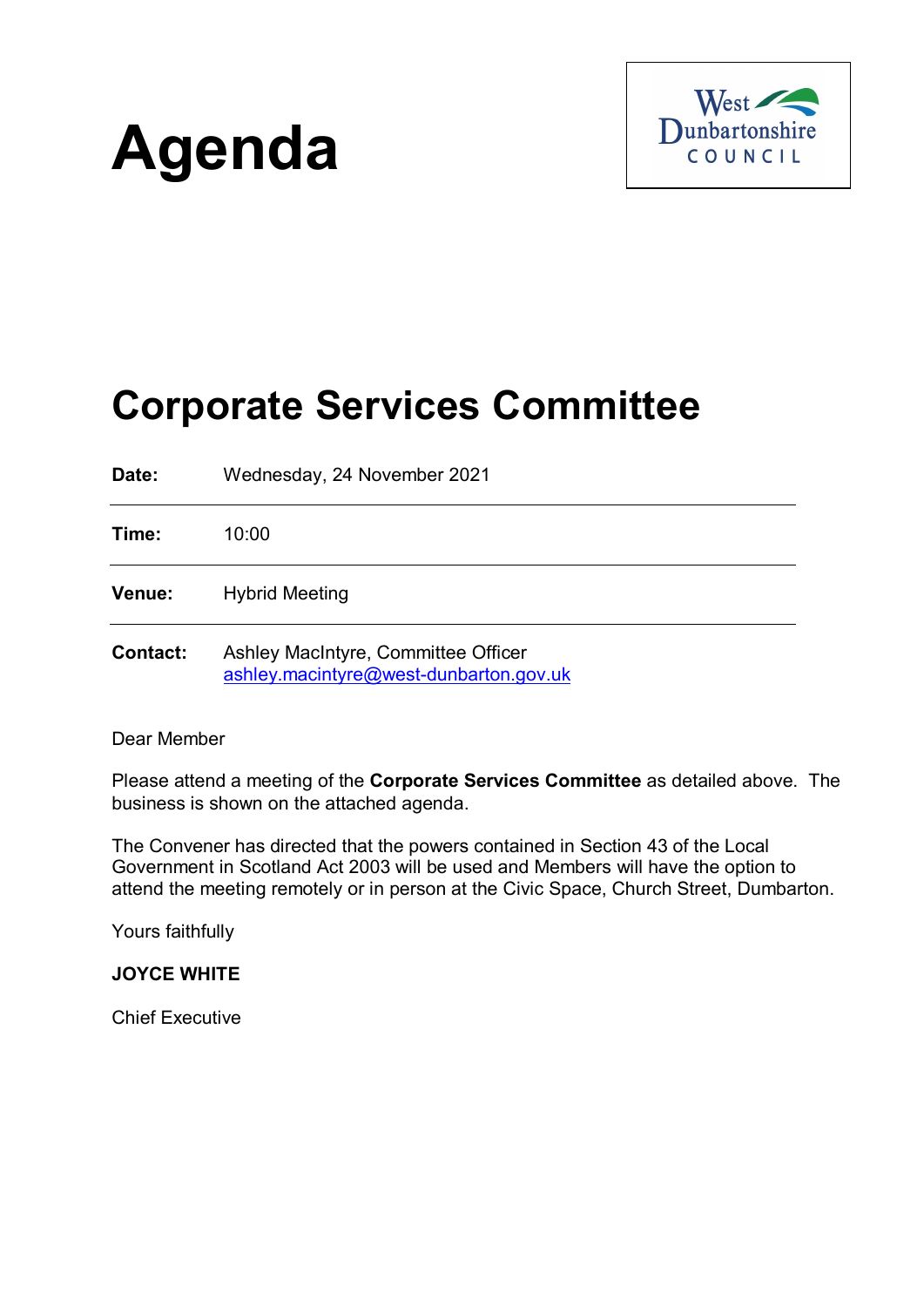# Agenda

West Dunbartonshire COUNCIL

## Corporate Services Committee

| | |
|---|---|
| **Date:** | Wednesday, 24 November 2021 |
| **Time:** | 10:00 |
| **Venue:** | Hybrid Meeting |
| **Contact:** | Ashley MacIntyre, Committee Officer ashley.macintyre@west-dunbarton.gov.uk |

Dear Member

Please attend a meeting of the **Corporate Services Committee** as detailed above. The business is shown on the attached agenda.

The Convener has directed that the powers contained in Section 43 of the Local Government in Scotland Act 2003 will be used and Members will have the option to attend the meeting remotely or in person at the Civic Space, Church Street, Dumbarton.

Yours faithfully

**JOYCE WHITE**

Chief Executive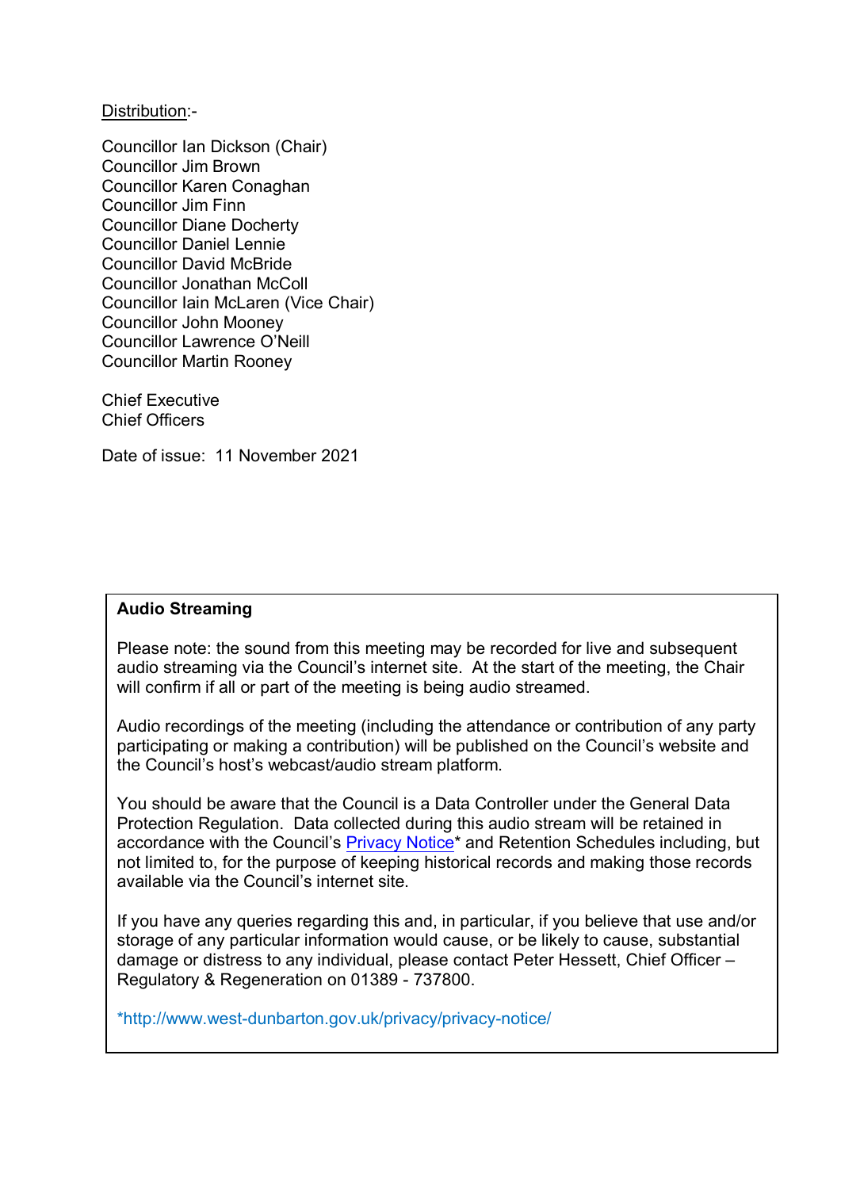<u>Distribution</u>:-

Councillor Ian Dickson (Chair)
Councillor Jim Brown
Councillor Karen Conaghan
Councillor Jim Finn
Councillor Diane Docherty
Councillor Daniel Lennie
Councillor David McBride
Councillor Jonathan McColl
Councillor Iain McLaren (Vice Chair)
Councillor John Mooney
Councillor Lawrence O'Neill
Councillor Martin Rooney

Chief Executive
Chief Officers

Date of issue: 11 November 2021

**Audio Streaming**

Please note: the sound from this meeting may be recorded for live and subsequent audio streaming via the Council's internet site. At the start of the meeting, the Chair will confirm if all or part of the meeting is being audio streamed.

Audio recordings of the meeting (including the attendance or contribution of any party participating or making a contribution) will be published on the Council's website and the Council's host's webcast/audio stream platform.

You should be aware that the Council is a Data Controller under the General Data Protection Regulation. Data collected during this audio stream will be retained in accordance with the Council's Privacy Notice* and Retention Schedules including, but not limited to, for the purpose of keeping historical records and making those records available via the Council's internet site.

If you have any queries regarding this and, in particular, if you believe that use and/or storage of any particular information would cause, or be likely to cause, substantial damage or distress to any individual, please contact Peter Hessett, Chief Officer – Regulatory & Regeneration on 01389 - 737800.

*http://www.west-dunbarton.gov.uk/privacy/privacy-notice/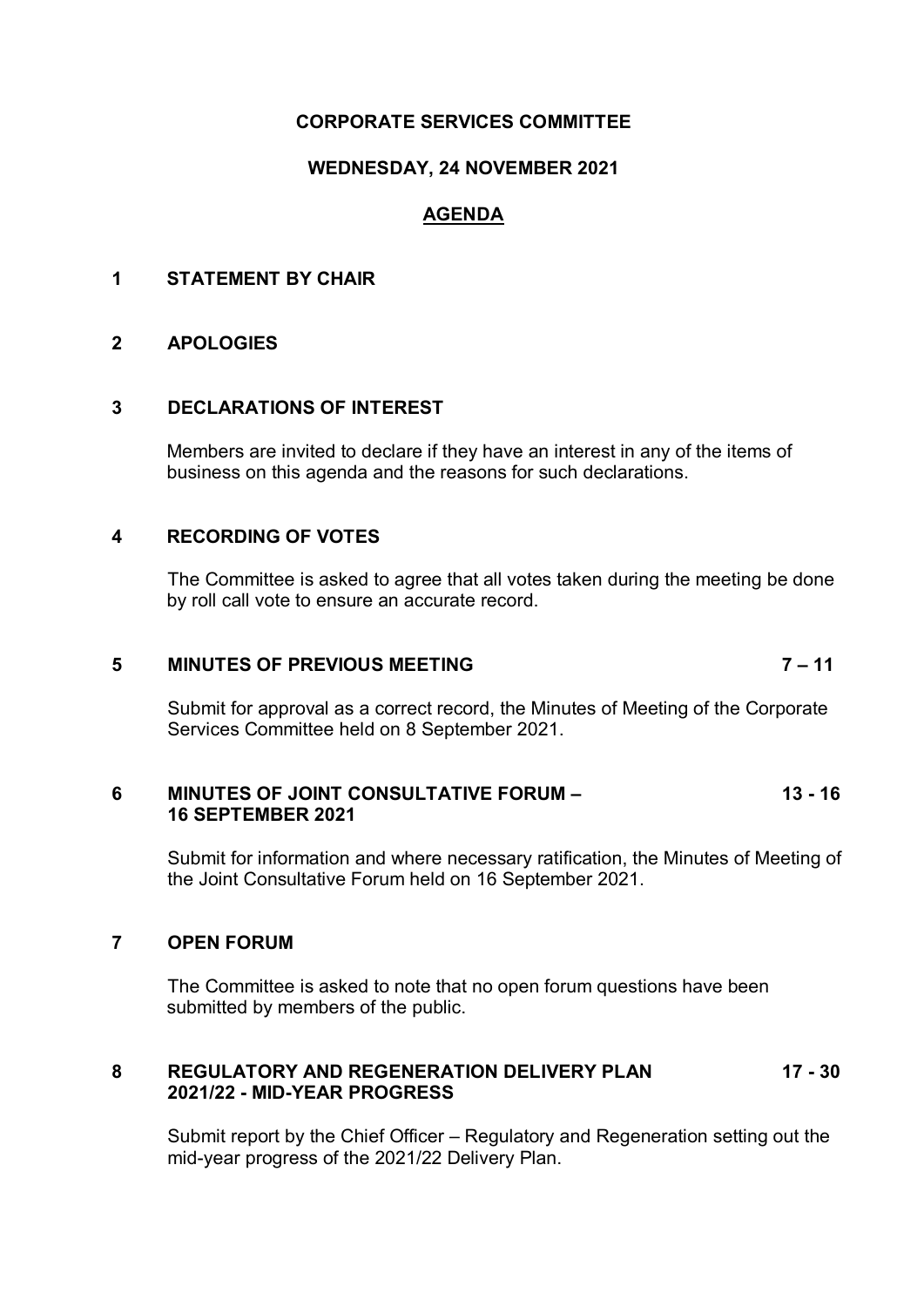**CORPORATE SERVICES COMMITTEE**

**WEDNESDAY, 24 NOVEMBER 2021**

**AGENDA**

**1 STATEMENT BY CHAIR**

**2 APOLOGIES**

**3 DECLARATIONS OF INTEREST**

Members are invited to declare if they have an interest in any of the items of business on this agenda and the reasons for such declarations.

**4 RECORDING OF VOTES**

The Committee is asked to agree that all votes taken during the meeting be done by roll call vote to ensure an accurate record.

**5 MINUTES OF PREVIOUS MEETING** **7 – 11**

Submit for approval as a correct record, the Minutes of Meeting of the Corporate Services Committee held on 8 September 2021.

**6 MINUTES OF JOINT CONSULTATIVE FORUM – 16 SEPTEMBER 2021** **13 - 16**

Submit for information and where necessary ratification, the Minutes of Meeting of the Joint Consultative Forum held on 16 September 2021.

**7 OPEN FORUM**

The Committee is asked to note that no open forum questions have been submitted by members of the public.

**8 REGULATORY AND REGENERATION DELIVERY PLAN 2021/22 - MID-YEAR PROGRESS** **17 - 30**

Submit report by the Chief Officer – Regulatory and Regeneration setting out the mid-year progress of the 2021/22 Delivery Plan.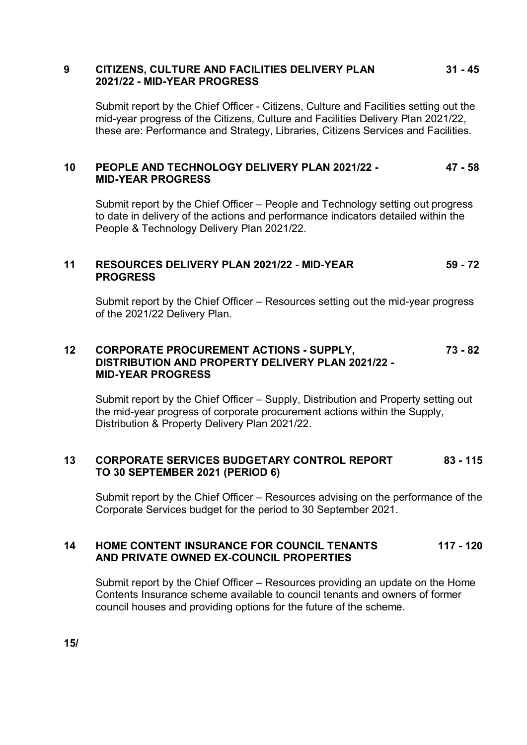**9 CITIZENS, CULTURE AND FACILITIES DELIVERY PLAN 2021/22 - MID-YEAR PROGRESS** **31 - 45**

Submit report by the Chief Officer - Citizens, Culture and Facilities setting out the mid-year progress of the Citizens, Culture and Facilities Delivery Plan 2021/22, these are: Performance and Strategy, Libraries, Citizens Services and Facilities.

**10 PEOPLE AND TECHNOLOGY DELIVERY PLAN 2021/22 - MID-YEAR PROGRESS** **47 - 58**

Submit report by the Chief Officer – People and Technology setting out progress to date in delivery of the actions and performance indicators detailed within the People & Technology Delivery Plan 2021/22.

**11 RESOURCES DELIVERY PLAN 2021/22 - MID-YEAR PROGRESS** **59 - 72**

Submit report by the Chief Officer – Resources setting out the mid-year progress of the 2021/22 Delivery Plan.

**12 CORPORATE PROCUREMENT ACTIONS - SUPPLY, DISTRIBUTION AND PROPERTY DELIVERY PLAN 2021/22 - MID-YEAR PROGRESS** **73 - 82**

Submit report by the Chief Officer – Supply, Distribution and Property setting out the mid-year progress of corporate procurement actions within the Supply, Distribution & Property Delivery Plan 2021/22.

**13 CORPORATE SERVICES BUDGETARY CONTROL REPORT TO 30 SEPTEMBER 2021 (PERIOD 6)** **83 - 115**

Submit report by the Chief Officer – Resources advising on the performance of the Corporate Services budget for the period to 30 September 2021.

**14 HOME CONTENT INSURANCE FOR COUNCIL TENANTS AND PRIVATE OWNED EX-COUNCIL PROPERTIES** **117 - 120**

Submit report by the Chief Officer – Resources providing an update on the Home Contents Insurance scheme available to council tenants and owners of former council houses and providing options for the future of the scheme.

**15/**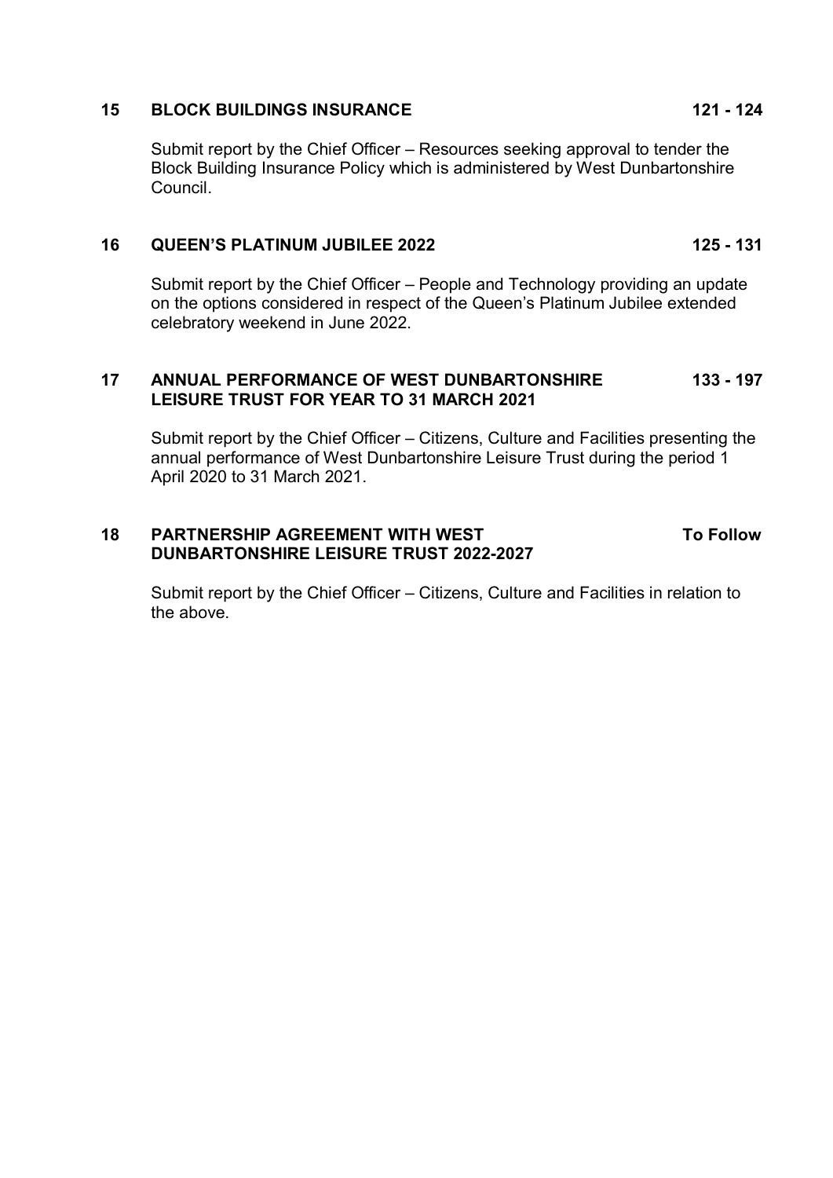**15 BLOCK BUILDINGS INSURANCE** **121 - 124**

Submit report by the Chief Officer – Resources seeking approval to tender the Block Building Insurance Policy which is administered by West Dunbartonshire Council.

**16 QUEEN'S PLATINUM JUBILEE 2022** **125 - 131**

Submit report by the Chief Officer – People and Technology providing an update on the options considered in respect of the Queen's Platinum Jubilee extended celebratory weekend in June 2022.

**17 ANNUAL PERFORMANCE OF WEST DUNBARTONSHIRE LEISURE TRUST FOR YEAR TO 31 MARCH 2021** **133 - 197**

Submit report by the Chief Officer – Citizens, Culture and Facilities presenting the annual performance of West Dunbartonshire Leisure Trust during the period 1 April 2020 to 31 March 2021.

**18 PARTNERSHIP AGREEMENT WITH WEST DUNBARTONSHIRE LEISURE TRUST 2022-2027** **To Follow**

Submit report by the Chief Officer – Citizens, Culture and Facilities in relation to the above.